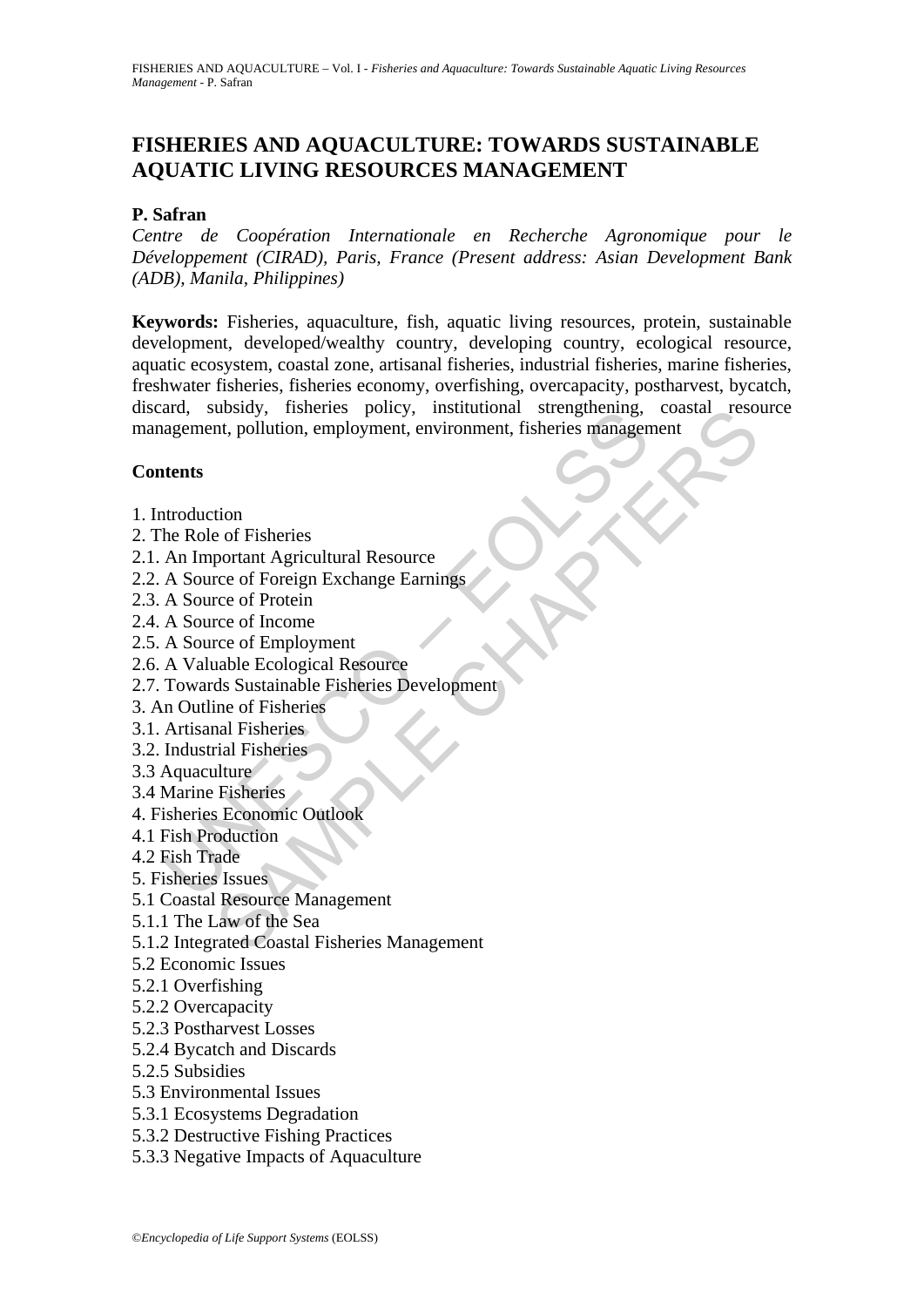# FISHERIES AND AQUACULTURE: TOWARDS SUSTAINABLE AQUATIC LIVING RESOURCES MANAGEMENT

**P. Safran**

*Centre de Coopération Internationale en Recherche Agronomique pour le Développement (CIRAD), Paris, France (Present address: Asian Development Bank (ADB), Manila, Philippines)*

**Keywords:** Fisheries, aquaculture, fish, aquatic living resources, protein, sustainable development, developed/wealthy country, developing country, ecological resource, aquatic ecosystem, coastal zone, artisanal fisheries, industrial fisheries, marine fisheries, freshwater fisheries, fisheries economy, overfishing, overcapacity, postharvest, bycatch, discard, subsidy, fisheries policy, institutional strengthening, coastal resource management, pollution, employment, environment, fisheries management

## Contents

1. Introduction
2. The Role of Fisheries
2.1. An Important Agricultural Resource
2.2. A Source of Foreign Exchange Earnings
2.3. A Source of Protein
2.4. A Source of Income
2.5. A Source of Employment
2.6. A Valuable Ecological Resource
2.7. Towards Sustainable Fisheries Development
3. An Outline of Fisheries
3.1. Artisanal Fisheries
3.2. Industrial Fisheries
3.3 Aquaculture
3.4 Marine Fisheries
4. Fisheries Economic Outlook
4.1 Fish Production
4.2 Fish Trade
5. Fisheries Issues
5.1 Coastal Resource Management
5.1.1 The Law of the Sea
5.1.2 Integrated Coastal Fisheries Management
5.2 Economic Issues
5.2.1 Overfishing
5.2.2 Overcapacity
5.2.3 Postharvest Losses
5.2.4 Bycatch and Discards
5.2.5 Subsidies
5.3 Environmental Issues
5.3.1 Ecosystems Degradation
5.3.2 Destructive Fishing Practices
5.3.3 Negative Impacts of Aquaculture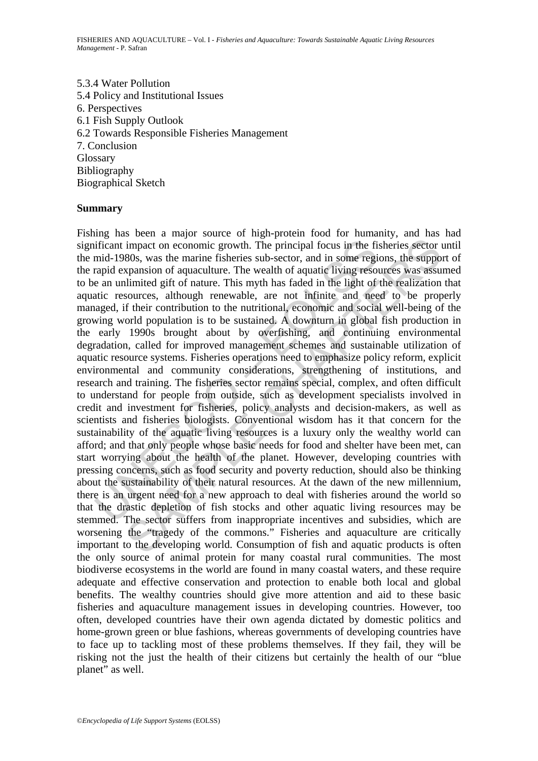5.3.4 Water Pollution
5.4 Policy and Institutional Issues
6. Perspectives
6.1 Fish Supply Outlook
6.2 Towards Responsible Fisheries Management
7. Conclusion
Glossary
Bibliography
Biographical Sketch

**Summary**

Fishing has been a major source of high-protein food for humanity, and has had significant impact on economic growth. The principal focus in the fisheries sector until the mid-1980s, was the marine fisheries sub-sector, and in some regions, the support of the rapid expansion of aquaculture. The wealth of aquatic living resources was assumed to be an unlimited gift of nature. This myth has faded in the light of the realization that aquatic resources, although renewable, are not infinite and need to be properly managed, if their contribution to the nutritional, economic and social well-being of the growing world population is to be sustained. A downturn in global fish production in the early 1990s brought about by overfishing, and continuing environmental degradation, called for improved management schemes and sustainable utilization of aquatic resource systems. Fisheries operations need to emphasize policy reform, explicit environmental and community considerations, strengthening of institutions, and research and training. The fisheries sector remains special, complex, and often difficult to understand for people from outside, such as development specialists involved in credit and investment for fisheries, policy analysts and decision-makers, as well as scientists and fisheries biologists. Conventional wisdom has it that concern for the sustainability of the aquatic living resources is a luxury only the wealthy world can afford; and that only people whose basic needs for food and shelter have been met, can start worrying about the health of the planet. However, developing countries with pressing concerns, such as food security and poverty reduction, should also be thinking about the sustainability of their natural resources. At the dawn of the new millennium, there is an urgent need for a new approach to deal with fisheries around the world so that the drastic depletion of fish stocks and other aquatic living resources may be stemmed. The sector suffers from inappropriate incentives and subsidies, which are worsening the "tragedy of the commons." Fisheries and aquaculture are critically important to the developing world. Consumption of fish and aquatic products is often the only source of animal protein for many coastal rural communities. The most biodiverse ecosystems in the world are found in many coastal waters, and these require adequate and effective conservation and protection to enable both local and global benefits. The wealthy countries should give more attention and aid to these basic fisheries and aquaculture management issues in developing countries. However, too often, developed countries have their own agenda dictated by domestic politics and home-grown green or blue fashions, whereas governments of developing countries have to face up to tackling most of these problems themselves. If they fail, they will be risking not the just the health of their citizens but certainly the health of our "blue planet" as well.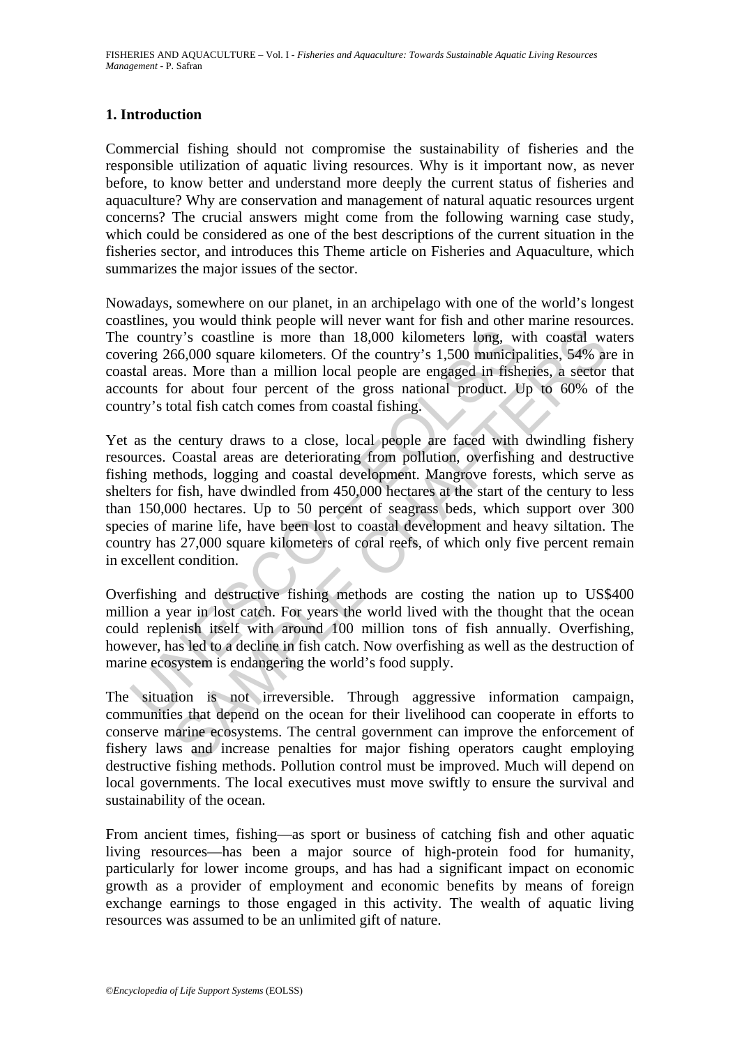## 1. Introduction

Commercial fishing should not compromise the sustainability of fisheries and the responsible utilization of aquatic living resources. Why is it important now, as never before, to know better and understand more deeply the current status of fisheries and aquaculture? Why are conservation and management of natural aquatic resources urgent concerns? The crucial answers might come from the following warning case study, which could be considered as one of the best descriptions of the current situation in the fisheries sector, and introduces this Theme article on Fisheries and Aquaculture, which summarizes the major issues of the sector.

Nowadays, somewhere on our planet, in an archipelago with one of the world's longest coastlines, you would think people will never want for fish and other marine resources. The country's coastline is more than 18,000 kilometers long, with coastal waters covering 266,000 square kilometers. Of the country's 1,500 municipalities, 54% are in coastal areas. More than a million local people are engaged in fisheries, a sector that accounts for about four percent of the gross national product. Up to 60% of the country's total fish catch comes from coastal fishing.

Yet as the century draws to a close, local people are faced with dwindling fishery resources. Coastal areas are deteriorating from pollution, overfishing and destructive fishing methods, logging and coastal development. Mangrove forests, which serve as shelters for fish, have dwindled from 450,000 hectares at the start of the century to less than 150,000 hectares. Up to 50 percent of seagrass beds, which support over 300 species of marine life, have been lost to coastal development and heavy siltation. The country has 27,000 square kilometers of coral reefs, of which only five percent remain in excellent condition.

Overfishing and destructive fishing methods are costing the nation up to US$400 million a year in lost catch. For years the world lived with the thought that the ocean could replenish itself with around 100 million tons of fish annually. Overfishing, however, has led to a decline in fish catch. Now overfishing as well as the destruction of marine ecosystem is endangering the world's food supply.

The situation is not irreversible. Through aggressive information campaign, communities that depend on the ocean for their livelihood can cooperate in efforts to conserve marine ecosystems. The central government can improve the enforcement of fishery laws and increase penalties for major fishing operators caught employing destructive fishing methods. Pollution control must be improved. Much will depend on local governments. The local executives must move swiftly to ensure the survival and sustainability of the ocean.

From ancient times, fishing—as sport or business of catching fish and other aquatic living resources—has been a major source of high-protein food for humanity, particularly for lower income groups, and has had a significant impact on economic growth as a provider of employment and economic benefits by means of foreign exchange earnings to those engaged in this activity. The wealth of aquatic living resources was assumed to be an unlimited gift of nature.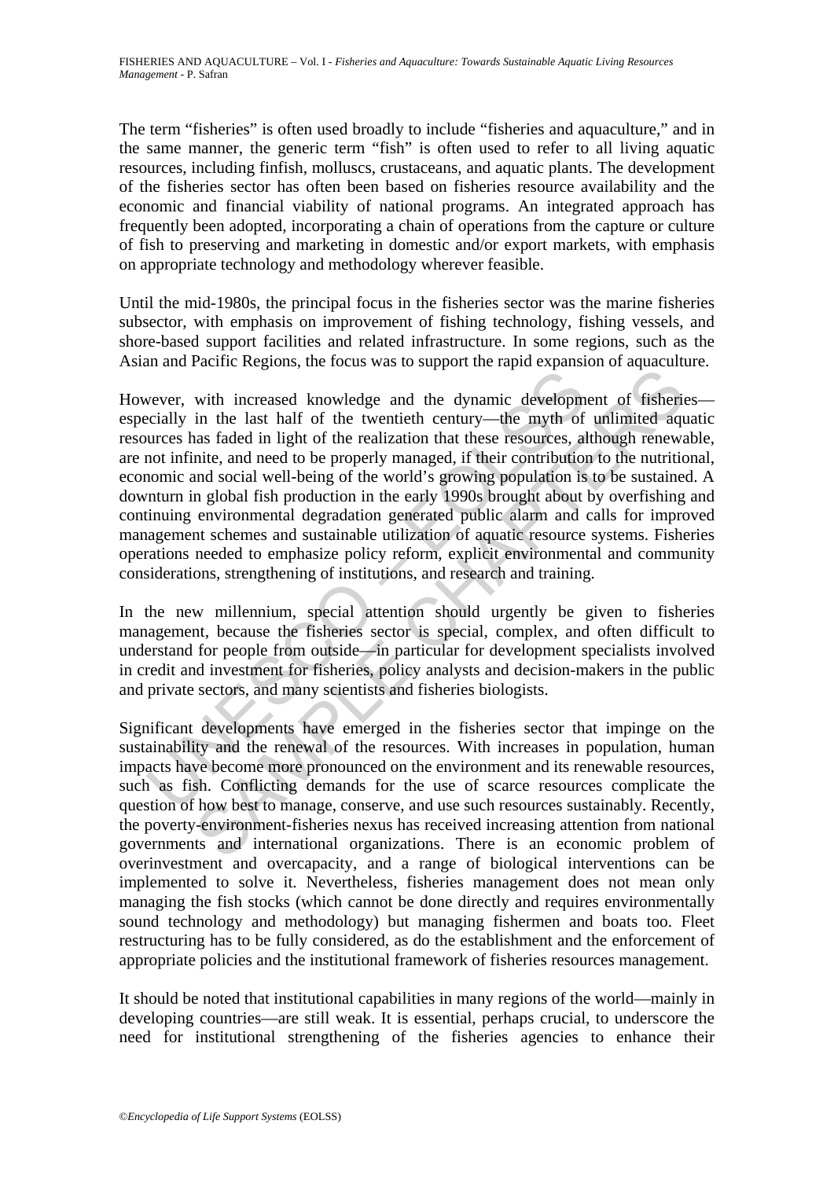The term "fisheries" is often used broadly to include "fisheries and aquaculture," and in the same manner, the generic term "fish" is often used to refer to all living aquatic resources, including finfish, molluscs, crustaceans, and aquatic plants. The development of the fisheries sector has often been based on fisheries resource availability and the economic and financial viability of national programs. An integrated approach has frequently been adopted, incorporating a chain of operations from the capture or culture of fish to preserving and marketing in domestic and/or export markets, with emphasis on appropriate technology and methodology wherever feasible.

Until the mid-1980s, the principal focus in the fisheries sector was the marine fisheries subsector, with emphasis on improvement of fishing technology, fishing vessels, and shore-based support facilities and related infrastructure. In some regions, such as the Asian and Pacific Regions, the focus was to support the rapid expansion of aquaculture.

However, with increased knowledge and the dynamic development of fisheries—especially in the last half of the twentieth century—the myth of unlimited aquatic resources has faded in light of the realization that these resources, although renewable, are not infinite, and need to be properly managed, if their contribution to the nutritional, economic and social well-being of the world's growing population is to be sustained. A downturn in global fish production in the early 1990s brought about by overfishing and continuing environmental degradation generated public alarm and calls for improved management schemes and sustainable utilization of aquatic resource systems. Fisheries operations needed to emphasize policy reform, explicit environmental and community considerations, strengthening of institutions, and research and training.

In the new millennium, special attention should urgently be given to fisheries management, because the fisheries sector is special, complex, and often difficult to understand for people from outside—in particular for development specialists involved in credit and investment for fisheries, policy analysts and decision-makers in the public and private sectors, and many scientists and fisheries biologists.

Significant developments have emerged in the fisheries sector that impinge on the sustainability and the renewal of the resources. With increases in population, human impacts have become more pronounced on the environment and its renewable resources, such as fish. Conflicting demands for the use of scarce resources complicate the question of how best to manage, conserve, and use such resources sustainably. Recently, the poverty-environment-fisheries nexus has received increasing attention from national governments and international organizations. There is an economic problem of overinvestment and overcapacity, and a range of biological interventions can be implemented to solve it. Nevertheless, fisheries management does not mean only managing the fish stocks (which cannot be done directly and requires environmentally sound technology and methodology) but managing fishermen and boats too. Fleet restructuring has to be fully considered, as do the establishment and the enforcement of appropriate policies and the institutional framework of fisheries resources management.

It should be noted that institutional capabilities in many regions of the world—mainly in developing countries—are still weak. It is essential, perhaps crucial, to underscore the need for institutional strengthening of the fisheries agencies to enhance their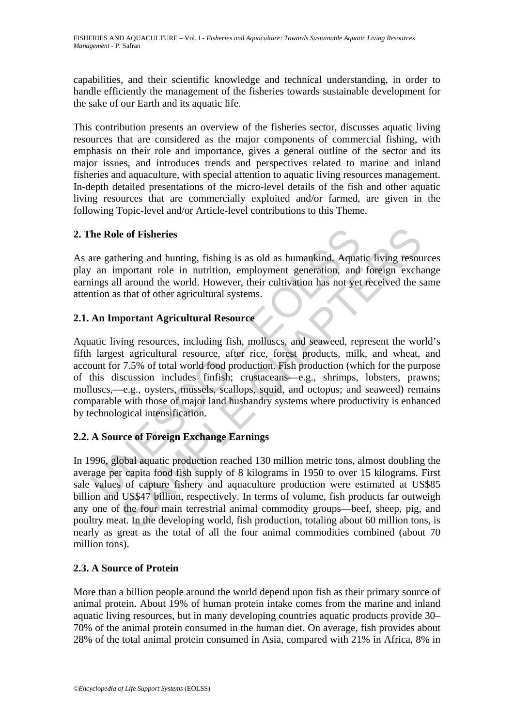capabilities, and their scientific knowledge and technical understanding, in order to handle efficiently the management of the fisheries towards sustainable development for the sake of our Earth and its aquatic life.

This contribution presents an overview of the fisheries sector, discusses aquatic living resources that are considered as the major components of commercial fishing, with emphasis on their role and importance, gives a general outline of the sector and its major issues, and introduces trends and perspectives related to marine and inland fisheries and aquaculture, with special attention to aquatic living resources management. In-depth detailed presentations of the micro-level details of the fish and other aquatic living resources that are commercially exploited and/or farmed, are given in the following Topic-level and/or Article-level contributions to this Theme.

## 2. The Role of Fisheries

As are gathering and hunting, fishing is as old as humankind. Aquatic living resources play an important role in nutrition, employment generation, and foreign exchange earnings all around the world. However, their cultivation has not yet received the same attention as that of other agricultural systems.

### 2.1. An Important Agricultural Resource

Aquatic living resources, including fish, molluscs, and seaweed, represent the world's fifth largest agricultural resource, after rice, forest products, milk, and wheat, and account for 7.5% of total world food production. Fish production (which for the purpose of this discussion includes finfish; crustaceans—e.g., shrimps, lobsters, prawns; molluscs,—e.g., oysters, mussels, scallops, squid, and octopus; and seaweed) remains comparable with those of major land husbandry systems where productivity is enhanced by technological intensification.

### 2.2. A Source of Foreign Exchange Earnings

In 1996, global aquatic production reached 130 million metric tons, almost doubling the average per capita food fish supply of 8 kilograms in 1950 to over 15 kilograms. First sale values of capture fishery and aquaculture production were estimated at US$85 billion and US$47 billion, respectively. In terms of volume, fish products far outweigh any one of the four main terrestrial animal commodity groups—beef, sheep, pig, and poultry meat. In the developing world, fish production, totaling about 60 million tons, is nearly as great as the total of all the four animal commodities combined (about 70 million tons).

### 2.3. A Source of Protein

More than a billion people around the world depend upon fish as their primary source of animal protein. About 19% of human protein intake comes from the marine and inland aquatic living resources, but in many developing countries aquatic products provide 30–70% of the animal protein consumed in the human diet. On average, fish provides about 28% of the total animal protein consumed in Asia, compared with 21% in Africa, 8% in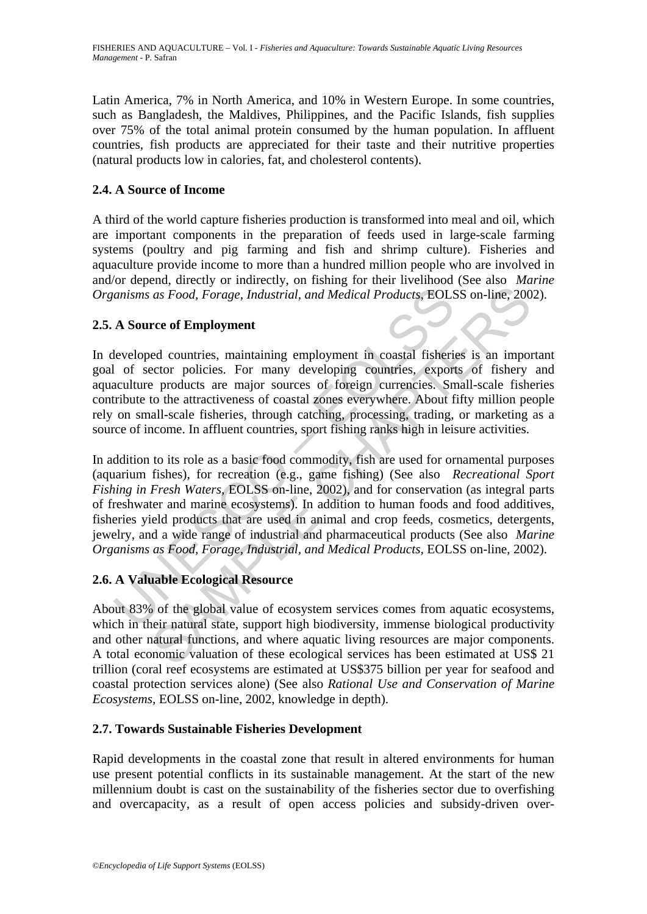Latin America, 7% in North America, and 10% in Western Europe. In some countries, such as Bangladesh, the Maldives, Philippines, and the Pacific Islands, fish supplies over 75% of the total animal protein consumed by the human population. In affluent countries, fish products are appreciated for their taste and their nutritive properties (natural products low in calories, fat, and cholesterol contents).

### 2.4. A Source of Income

A third of the world capture fisheries production is transformed into meal and oil, which are important components in the preparation of feeds used in large-scale farming systems (poultry and pig farming and fish and shrimp culture). Fisheries and aquaculture provide income to more than a hundred million people who are involved in and/or depend, directly or indirectly, on fishing for their livelihood (See also *Marine Organisms as Food, Forage, Industrial, and Medical Products*, EOLSS on-line, 2002).

### 2.5. A Source of Employment

In developed countries, maintaining employment in coastal fisheries is an important goal of sector policies. For many developing countries, exports of fishery and aquaculture products are major sources of foreign currencies. Small-scale fisheries contribute to the attractiveness of coastal zones everywhere. About fifty million people rely on small-scale fisheries, through catching, processing, trading, or marketing as a source of income. In affluent countries, sport fishing ranks high in leisure activities.

In addition to its role as a basic food commodity, fish are used for ornamental purposes (aquarium fishes), for recreation (e.g., game fishing) (See also *Recreational Sport Fishing in Fresh Waters*, EOLSS on-line, 2002), and for conservation (as integral parts of freshwater and marine ecosystems). In addition to human foods and food additives, fisheries yield products that are used in animal and crop feeds, cosmetics, detergents, jewelry, and a wide range of industrial and pharmaceutical products (See also *Marine Organisms as Food, Forage, Industrial, and Medical Products*, EOLSS on-line, 2002).

### 2.6. A Valuable Ecological Resource

About 83% of the global value of ecosystem services comes from aquatic ecosystems, which in their natural state, support high biodiversity, immense biological productivity and other natural functions, and where aquatic living resources are major components. A total economic valuation of these ecological services has been estimated at US$ 21 trillion (coral reef ecosystems are estimated at US$375 billion per year for seafood and coastal protection services alone) (See also *Rational Use and Conservation of Marine Ecosystems*, EOLSS on-line, 2002, knowledge in depth).

### 2.7. Towards Sustainable Fisheries Development

Rapid developments in the coastal zone that result in altered environments for human use present potential conflicts in its sustainable management. At the start of the new millennium doubt is cast on the sustainability of the fisheries sector due to overfishing and overcapacity, as a result of open access policies and subsidy-driven over-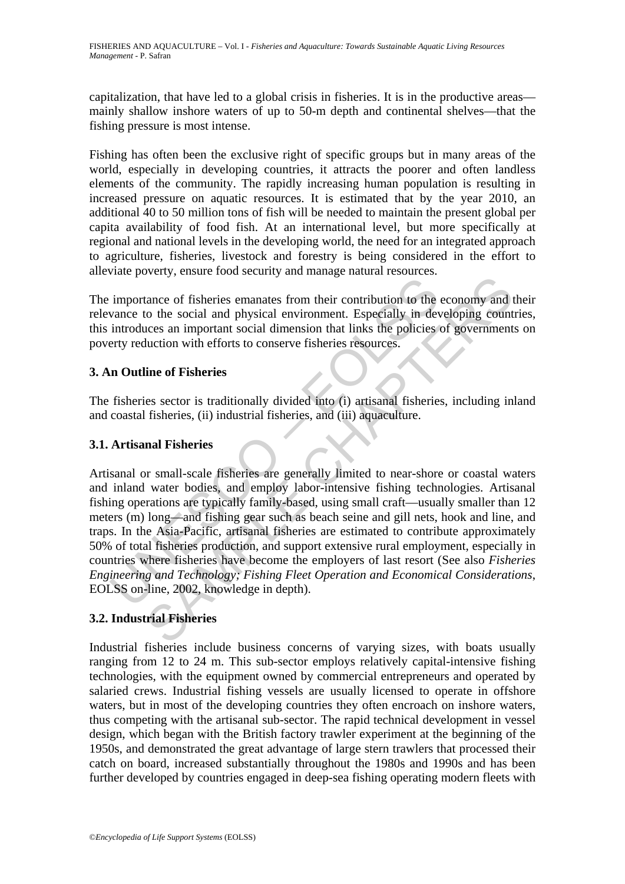capitalization, that have led to a global crisis in fisheries. It is in the productive areas—mainly shallow inshore waters of up to 50-m depth and continental shelves—that the fishing pressure is most intense.

Fishing has often been the exclusive right of specific groups but in many areas of the world, especially in developing countries, it attracts the poorer and often landless elements of the community. The rapidly increasing human population is resulting in increased pressure on aquatic resources. It is estimated that by the year 2010, an additional 40 to 50 million tons of fish will be needed to maintain the present global per capita availability of food fish. At an international level, but more specifically at regional and national levels in the developing world, the need for an integrated approach to agriculture, fisheries, livestock and forestry is being considered in the effort to alleviate poverty, ensure food security and manage natural resources.

The importance of fisheries emanates from their contribution to the economy and their relevance to the social and physical environment. Especially in developing countries, this introduces an important social dimension that links the policies of governments on poverty reduction with efforts to conserve fisheries resources.

## 3. An Outline of Fisheries

The fisheries sector is traditionally divided into (i) artisanal fisheries, including inland and coastal fisheries, (ii) industrial fisheries, and (iii) aquaculture.

### 3.1. Artisanal Fisheries

Artisanal or small-scale fisheries are generally limited to near-shore or coastal waters and inland water bodies, and employ labor-intensive fishing technologies. Artisanal fishing operations are typically family-based, using small craft—usually smaller than 12 meters (m) long—and fishing gear such as beach seine and gill nets, hook and line, and traps. In the Asia-Pacific, artisanal fisheries are estimated to contribute approximately 50% of total fisheries production, and support extensive rural employment, especially in countries where fisheries have become the employers of last resort (See also *Fisheries Engineering and Technology; Fishing Fleet Operation and Economical Considerations*, EOLSS on-line, 2002, knowledge in depth).

### 3.2. Industrial Fisheries

Industrial fisheries include business concerns of varying sizes, with boats usually ranging from 12 to 24 m. This sub-sector employs relatively capital-intensive fishing technologies, with the equipment owned by commercial entrepreneurs and operated by salaried crews. Industrial fishing vessels are usually licensed to operate in offshore waters, but in most of the developing countries they often encroach on inshore waters, thus competing with the artisanal sub-sector. The rapid technical development in vessel design, which began with the British factory trawler experiment at the beginning of the 1950s, and demonstrated the great advantage of large stern trawlers that processed their catch on board, increased substantially throughout the 1980s and 1990s and has been further developed by countries engaged in deep-sea fishing operating modern fleets with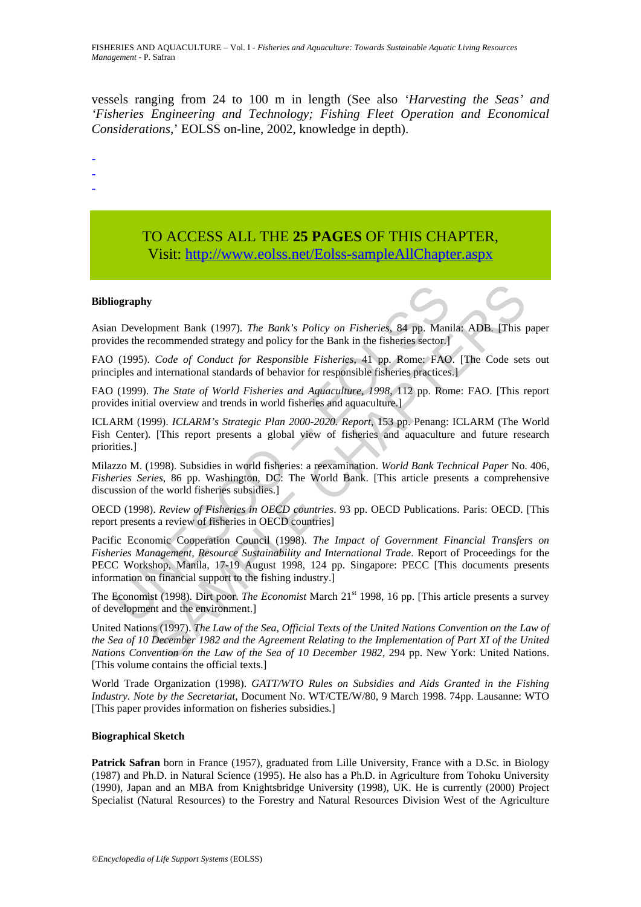vessels ranging from 24 to 100 m in length (See also *'Harvesting the Seas' and 'Fisheries Engineering and Technology; Fishing Fleet Operation and Economical Considerations*,' EOLSS on-line, 2002, knowledge in depth).

-
-
-

TO ACCESS ALL THE **25 PAGES** OF THIS CHAPTER,
Visit: http://www.eolss.net/Eolss-sampleAllChapter.aspx

#### Bibliography

Asian Development Bank (1997). *The Bank's Policy on Fisheries*, 84 pp. Manila: ADB. [This paper provides the recommended strategy and policy for the Bank in the fisheries sector.]

FAO (1995). *Code of Conduct for Responsible Fisheries*, 41 pp. Rome: FAO. [The Code sets out principles and international standards of behavior for responsible fisheries practices.]

FAO (1999). *The State of World Fisheries and Aquaculture, 1998*, 112 pp. Rome: FAO. [This report provides initial overview and trends in world fisheries and aquaculture.]

ICLARM (1999). *ICLARM's Strategic Plan 2000-2020. Report*, 153 pp. Penang: ICLARM (The World Fish Center). [This report presents a global view of fisheries and aquaculture and future research priorities.]

Milazzo M. (1998). Subsidies in world fisheries: a reexamination. *World Bank Technical Paper* No. 406, *Fisheries Series*, 86 pp. Washington, DC: The World Bank. [This article presents a comprehensive discussion of the world fisheries subsidies.]

OECD (1998). *Review of Fisheries in OECD countries*. 93 pp. OECD Publications. Paris: OECD. [This report presents a review of fisheries in OECD countries]

Pacific Economic Cooperation Council (1998). *The Impact of Government Financial Transfers on Fisheries Management, Resource Sustainability and International Trade*. Report of Proceedings for the PECC Workshop, Manila, 17-19 August 1998, 124 pp. Singapore: PECC [This documents presents information on financial support to the fishing industry.]

The Economist (1998). Dirt poor. *The Economist* March 21st 1998, 16 pp. [This article presents a survey of development and the environment.]

United Nations (1997). *The Law of the Sea, Official Texts of the United Nations Convention on the Law of the Sea of 10 December 1982 and the Agreement Relating to the Implementation of Part XI of the United Nations Convention on the Law of the Sea of 10 December 1982*, 294 pp. New York: United Nations. [This volume contains the official texts.]

World Trade Organization (1998). *GATT/WTO Rules on Subsidies and Aids Granted in the Fishing Industry. Note by the Secretariat*, Document No. WT/CTE/W/80, 9 March 1998. 74pp. Lausanne: WTO [This paper provides information on fisheries subsidies.]

#### Biographical Sketch

**Patrick Safran** born in France (1957), graduated from Lille University, France with a D.Sc. in Biology (1987) and Ph.D. in Natural Science (1995). He also has a Ph.D. in Agriculture from Tohoku University (1990), Japan and an MBA from Knightsbridge University (1998), UK. He is currently (2000) Project Specialist (Natural Resources) to the Forestry and Natural Resources Division West of the Agriculture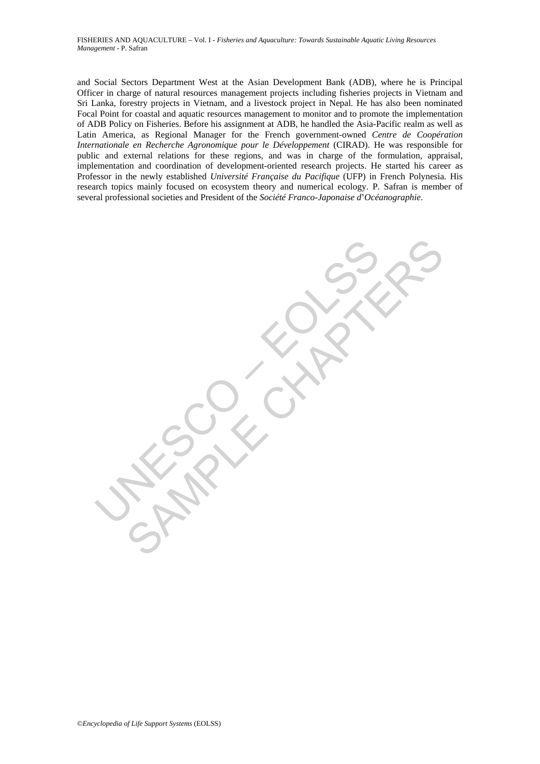and Social Sectors Department West at the Asian Development Bank (ADB), where he is Principal Officer in charge of natural resources management projects including fisheries projects in Vietnam and Sri Lanka, forestry projects in Vietnam, and a livestock project in Nepal. He has also been nominated Focal Point for coastal and aquatic resources management to monitor and to promote the implementation of ADB Policy on Fisheries. Before his assignment at ADB, he handled the Asia-Pacific realm as well as Latin America, as Regional Manager for the French government-owned *Centre de Coopération Internationale en Recherche Agronomique pour le Développement* (CIRAD). He was responsible for public and external relations for these regions, and was in charge of the formulation, appraisal, implementation and coordination of development-oriented research projects. He started his career as Professor in the newly established *Université Française du Pacifique* (UFP) in French Polynesia. His research topics mainly focused on ecosystem theory and numerical ecology. P. Safran is member of several professional societies and President of the *Société Franco-Japonaise d'Océanographie*.